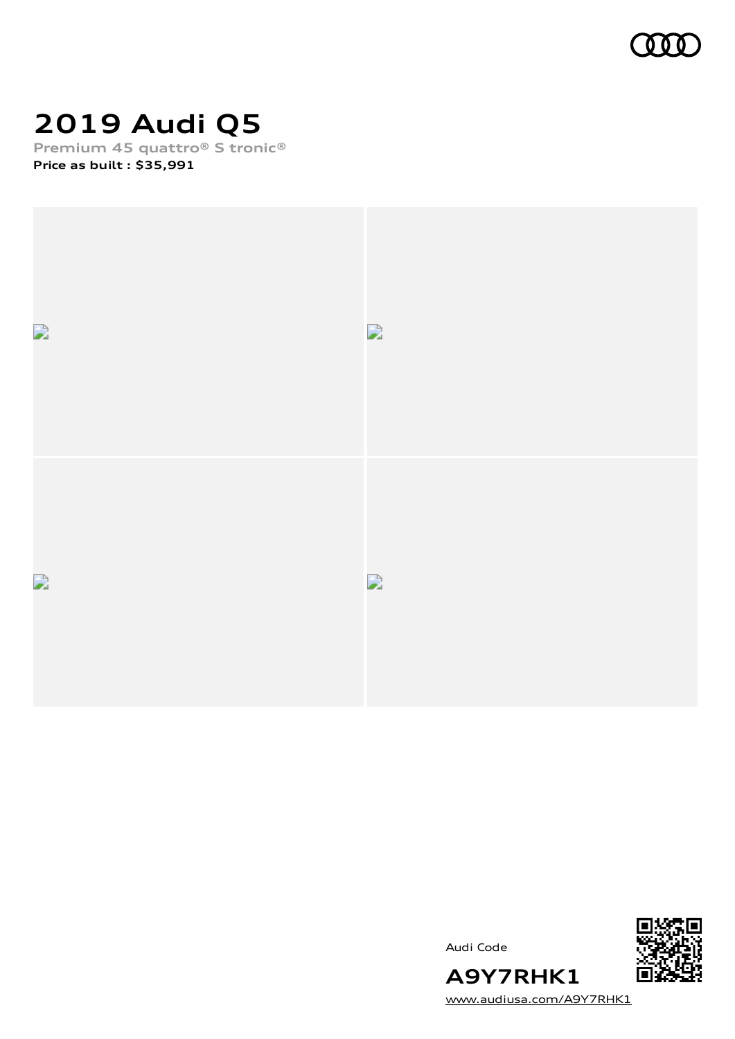# 2019 Audi Q5

Premium 45 quattro® S tronic®

**Price as built : $35,991**

Audi Code

**A9Y7RHK1**

www.audiusa.com/A9Y7RHK1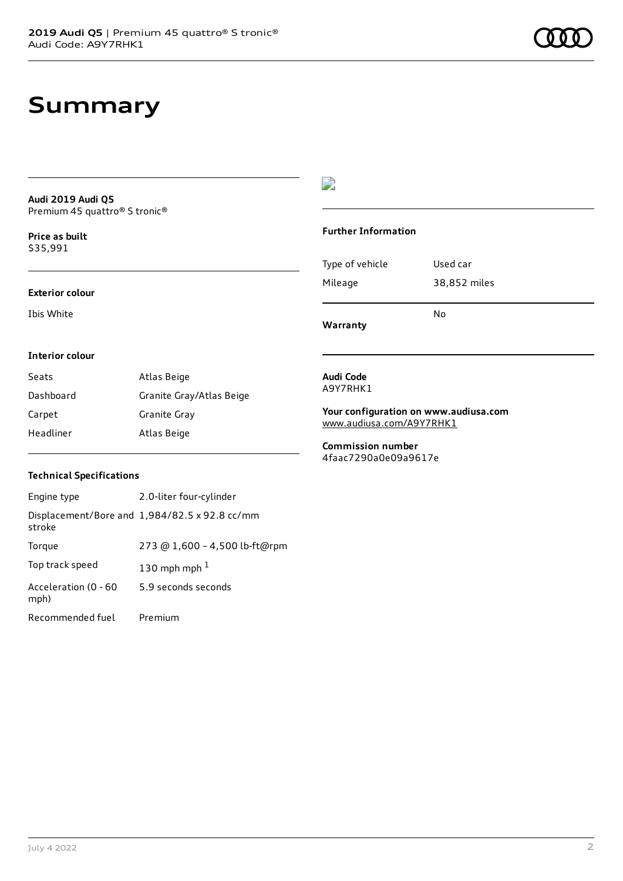# Summary

**Audi 2019 Audi Q5**
Premium 45 quattro® S tronic®

**Price as built**
$35,991

**Exterior colour**

Ibis White

**Interior colour**

| | |
|---|---|
| Seats | Atlas Beige |
| Dashboard | Granite Gray/Atlas Beige |
| Carpet | Granite Gray |
| Headliner | Atlas Beige |

**Technical Specifications**

| | |
|---|---|
| Engine type | 2.0-liter four-cylinder |
| Displacement/Bore and stroke | 1,984/82.5 x 92.8 cc/mm |
| Torque | 273 @ 1,600 - 4,500 lb-ft@rpm |
| Top track speed | 130 mph mph [1] |
| Acceleration (0 - 60 mph) | 5.9 seconds seconds |
| Recommended fuel | Premium |

**Further Information**

| | |
|---|---|
| Type of vehicle | Used car |
| Mileage | 38,852 miles |
| **Warranty** | No |

**Audi Code**
A9Y7RHK1

**Your configuration on www.audiusa.com**
www.audiusa.com/A9Y7RHK1

**Commission number**
4faac7290a0e09a9617e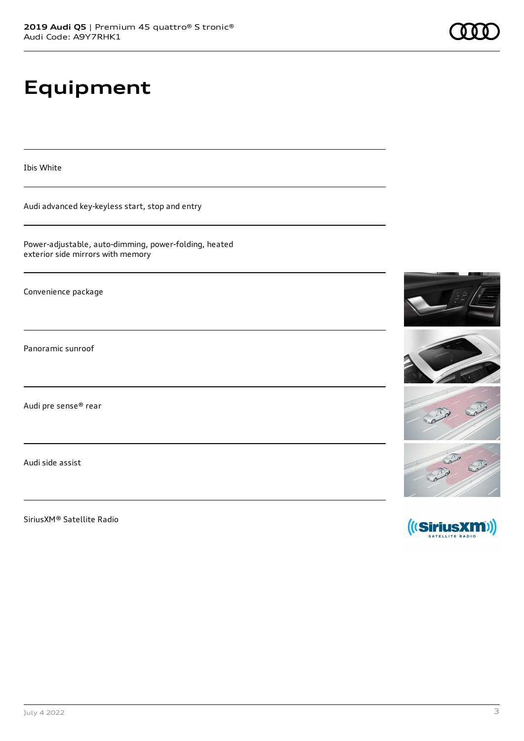# Equipment

Ibis White

Audi advanced key-keyless start, stop and entry

Power-adjustable, auto-dimming, power-folding, heated exterior side mirrors with memory

Convenience package

Panoramic sunroof

Audi pre sense® rear

Audi side assist

SiriusXM® Satellite Radio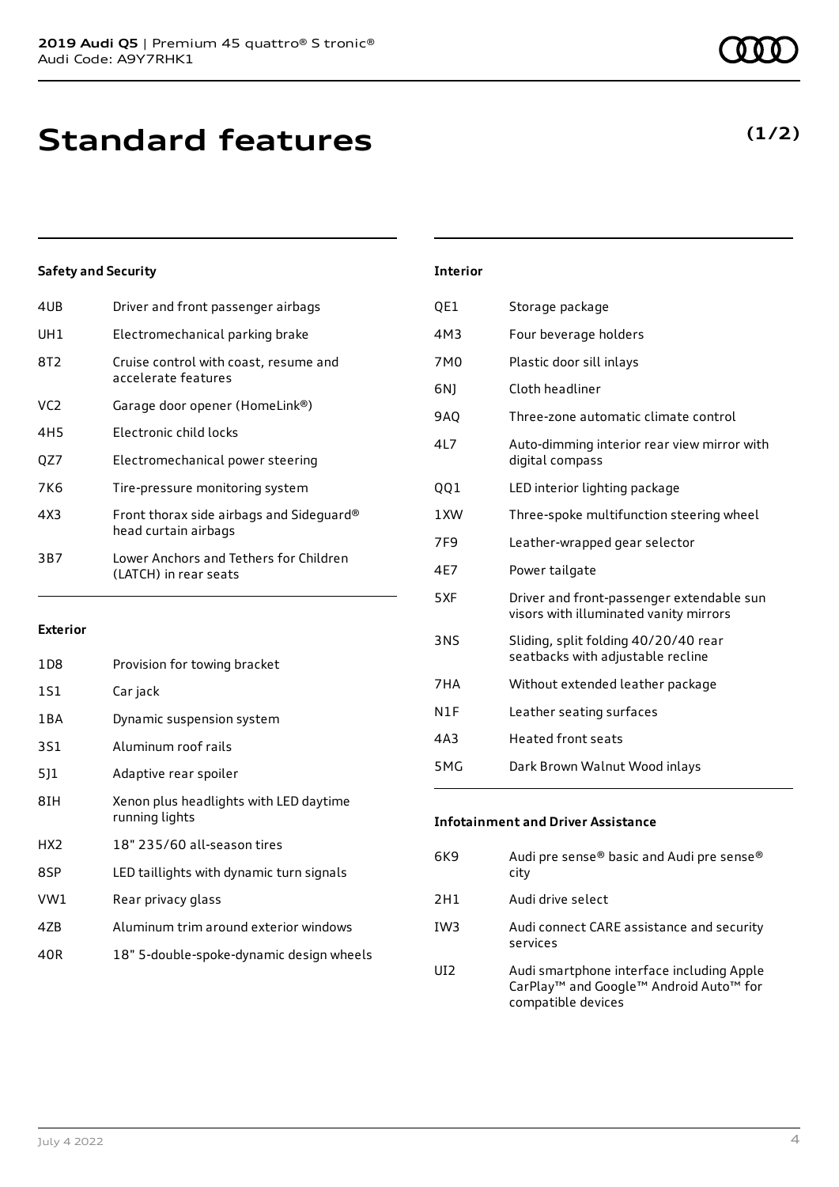# Standard features

**(1/2)**

### Safety and Security

| | |
|---|---|
| 4UB | Driver and front passenger airbags |
| UH1 | Electromechanical parking brake |
| 8T2 | Cruise control with coast, resume and accelerate features |
| VC2 | Garage door opener (HomeLink®) |
| 4H5 | Electronic child locks |
| QZ7 | Electromechanical power steering |
| 7K6 | Tire-pressure monitoring system |
| 4X3 | Front thorax side airbags and Sideguard® head curtain airbags |
| 3B7 | Lower Anchors and Tethers for Children (LATCH) in rear seats |

### Exterior

| | |
|---|---|
| 1D8 | Provision for towing bracket |
| 1S1 | Car jack |
| 1BA | Dynamic suspension system |
| 3S1 | Aluminum roof rails |
| 5J1 | Adaptive rear spoiler |
| 8IH | Xenon plus headlights with LED daytime running lights |
| HX2 | 18" 235/60 all-season tires |
| 8SP | LED taillights with dynamic turn signals |
| VW1 | Rear privacy glass |
| 4ZB | Aluminum trim around exterior windows |
| 40R | 18" 5-double-spoke-dynamic design wheels |

### Interior

| | |
|---|---|
| QE1 | Storage package |
| 4M3 | Four beverage holders |
| 7M0 | Plastic door sill inlays |
| 6NJ | Cloth headliner |
| 9AQ | Three-zone automatic climate control |
| 4L7 | Auto-dimming interior rear view mirror with digital compass |
| QQ1 | LED interior lighting package |
| 1XW | Three-spoke multifunction steering wheel |
| 7F9 | Leather-wrapped gear selector |
| 4E7 | Power tailgate |
| 5XF | Driver and front-passenger extendable sun visors with illuminated vanity mirrors |
| 3NS | Sliding, split folding 40/20/40 rear seatbacks with adjustable recline |
| 7HA | Without extended leather package |
| N1F | Leather seating surfaces |
| 4A3 | Heated front seats |
| 5MG | Dark Brown Walnut Wood inlays |

### Infotainment and Driver Assistance

| | |
|---|---|
| 6K9 | Audi pre sense® basic and Audi pre sense® city |
| 2H1 | Audi drive select |
| IW3 | Audi connect CARE assistance and security services |
| UI2 | Audi smartphone interface including Apple CarPlay™ and Google™ Android Auto™ for compatible devices |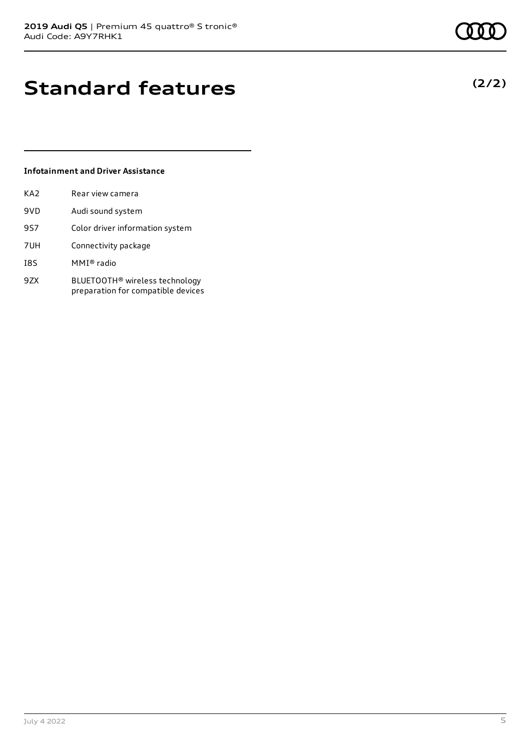# Standard features

**(2/2)**

### Infotainment and Driver Assistance

| | |
|---|---|
| KA2 | Rear view camera |
| 9VD | Audi sound system |
| 9S7 | Color driver information system |
| 7UH | Connectivity package |
| I8S | MMI® radio |
| 9ZX | BLUETOOTH® wireless technology preparation for compatible devices |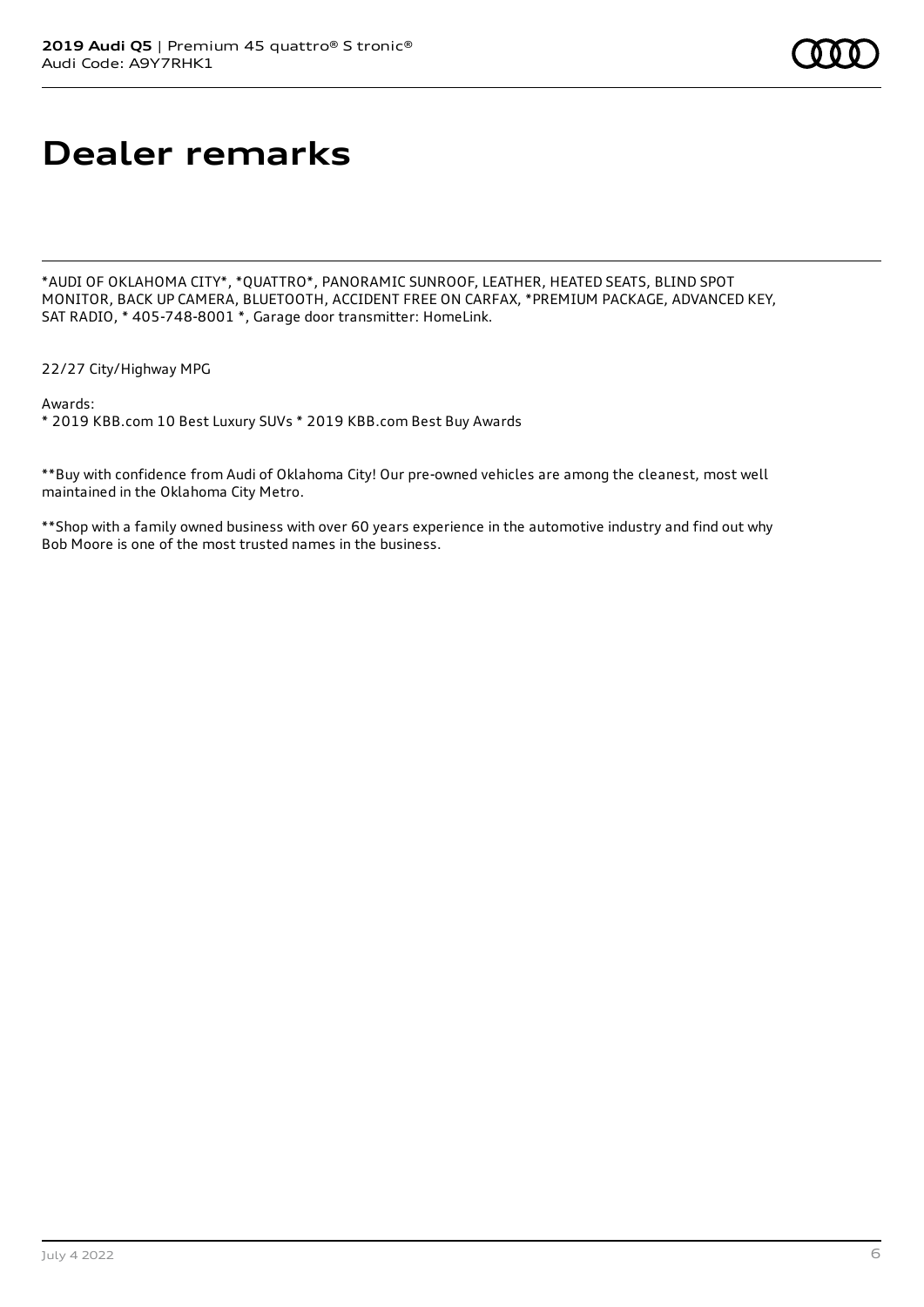# Dealer remarks

*AUDI OF OKLAHOMA CITY*, *QUATTRO*, PANORAMIC SUNROOF, LEATHER, HEATED SEATS, BLIND SPOT MONITOR, BACK UP CAMERA, BLUETOOTH, ACCIDENT FREE ON CARFAX, *PREMIUM PACKAGE, ADVANCED KEY, SAT RADIO, * 405-748-8001 *, Garage door transmitter: HomeLink.

22/27 City/Highway MPG

Awards:
* 2019 KBB.com 10 Best Luxury SUVs * 2019 KBB.com Best Buy Awards

**Buy with confidence from Audi of Oklahoma City! Our pre-owned vehicles are among the cleanest, most well maintained in the Oklahoma City Metro.

**Shop with a family owned business with over 60 years experience in the automotive industry and find out why Bob Moore is one of the most trusted names in the business.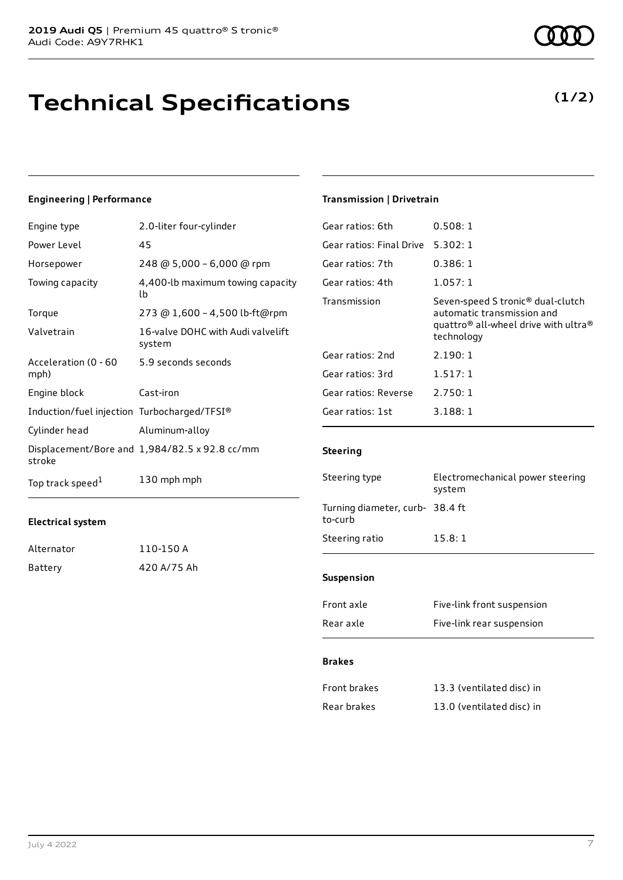# Technical Specifications

**(1/2)**

### Engineering | Performance

| | |
|---|---|
| Engine type | 2.0-liter four-cylinder |
| Power Level | 45 |
| Horsepower | 248 @ 5,000 – 6,000 @ rpm |
| Towing capacity | 4,400-lb maximum towing capacity lb |
| Torque | 273 @ 1,600 – 4,500 lb-ft@rpm |
| Valvetrain | 16-valve DOHC with Audi valvelift system |
| Acceleration (0 - 60 mph) | 5.9 seconds seconds |
| Engine block | Cast-iron |
| Induction/fuel injection | Turbocharged/TFSI® |
| Cylinder head | Aluminum-alloy |
| Displacement/Bore and stroke | 1,984/82.5 x 92.8 cc/mm |
| Top track speed[1] | 130 mph mph |

### Electrical system

| | |
|---|---|
| Alternator | 110-150 A |
| Battery | 420 A/75 Ah |

### Transmission | Drivetrain

| | |
|---|---|
| Gear ratios: 6th | 0.508: 1 |
| Gear ratios: Final Drive | 5.302: 1 |
| Gear ratios: 7th | 0.386: 1 |
| Gear ratios: 4th | 1.057: 1 |
| Transmission | Seven-speed S tronic® dual-clutch automatic transmission and quattro® all-wheel drive with ultra® technology |
| Gear ratios: 2nd | 2.190: 1 |
| Gear ratios: 3rd | 1.517: 1 |
| Gear ratios: Reverse | 2.750: 1 |
| Gear ratios: 1st | 3.188: 1 |

### Steering

| | |
|---|---|
| Steering type | Electromechanical power steering system |
| Turning diameter, curb-to-curb | 38.4 ft |
| Steering ratio | 15.8: 1 |

### Suspension

| | |
|---|---|
| Front axle | Five-link front suspension |
| Rear axle | Five-link rear suspension |

### Brakes

| | |
|---|---|
| Front brakes | 13.3 (ventilated disc) in |
| Rear brakes | 13.0 (ventilated disc) in |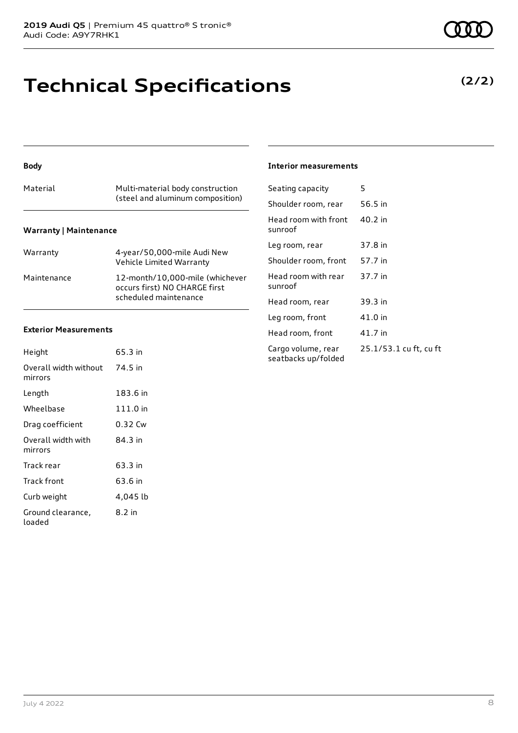# Technical Specifications

**(2/2)**

### Body

| | |
|---|---|
| Material | Multi-material body construction (steel and aluminum composition) |

### Warranty | Maintenance

| | |
|---|---|
| Warranty | 4-year/50,000-mile Audi New Vehicle Limited Warranty |
| Maintenance | 12-month/10,000-mile (whichever occurs first) NO CHARGE first scheduled maintenance |

### Exterior Measurements

| | |
|---|---|
| Height | 65.3 in |
| Overall width without mirrors | 74.5 in |
| Length | 183.6 in |
| Wheelbase | 111.0 in |
| Drag coefficient | 0.32 Cw |
| Overall width with mirrors | 84.3 in |
| Track rear | 63.3 in |
| Track front | 63.6 in |
| Curb weight | 4,045 lb |
| Ground clearance, loaded | 8.2 in |

### Interior measurements

| | |
|---|---|
| Seating capacity | 5 |
| Shoulder room, rear | 56.5 in |
| Head room with front sunroof | 40.2 in |
| Leg room, rear | 37.8 in |
| Shoulder room, front | 57.7 in |
| Head room with rear sunroof | 37.7 in |
| Head room, rear | 39.3 in |
| Leg room, front | 41.0 in |
| Head room, front | 41.7 in |
| Cargo volume, rear seatbacks up/folded | 25.1/53.1 cu ft, cu ft |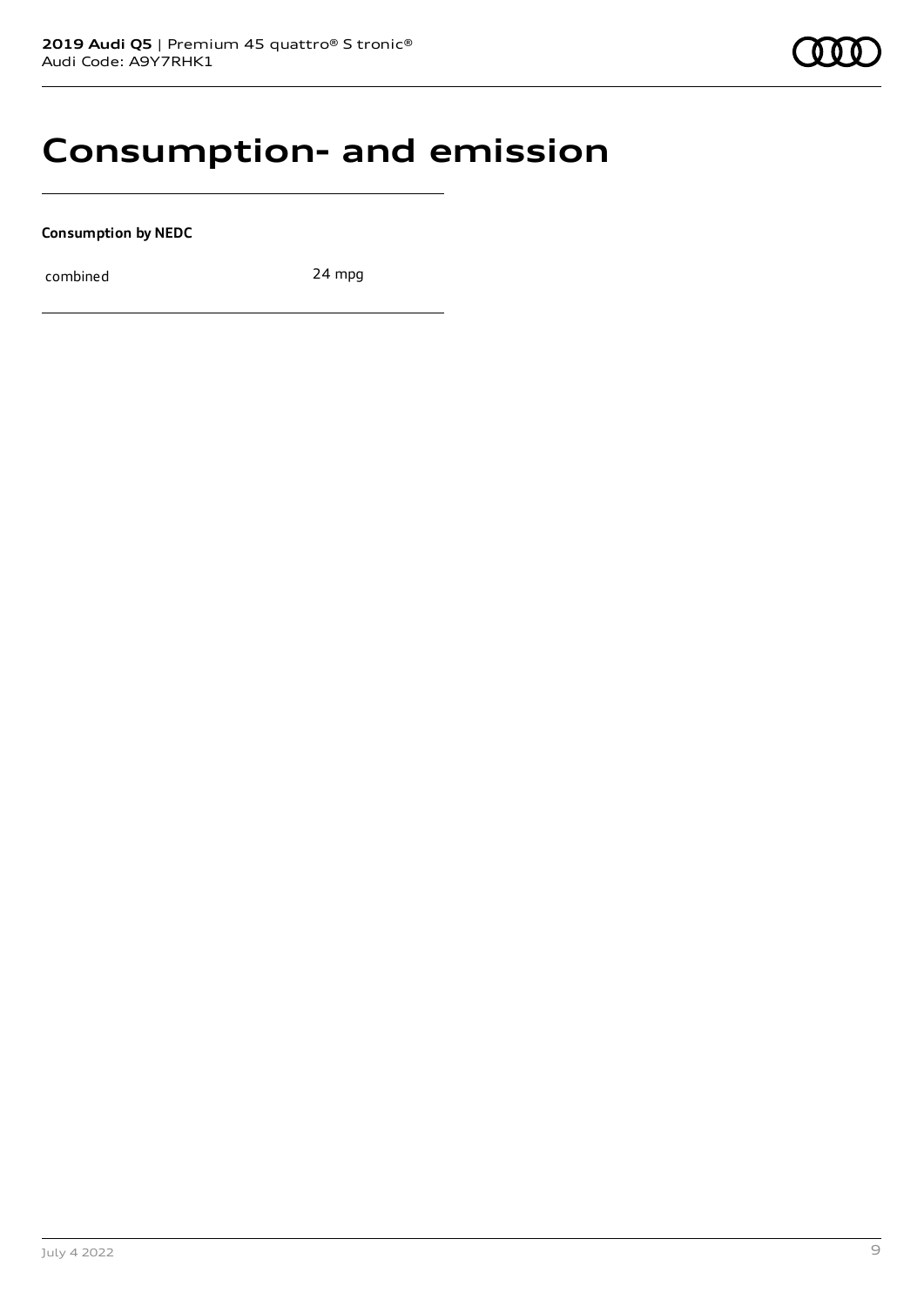# Consumption- and emission

**Consumption by NEDC**

| | |
|---|---|
| combined | 24 mpg |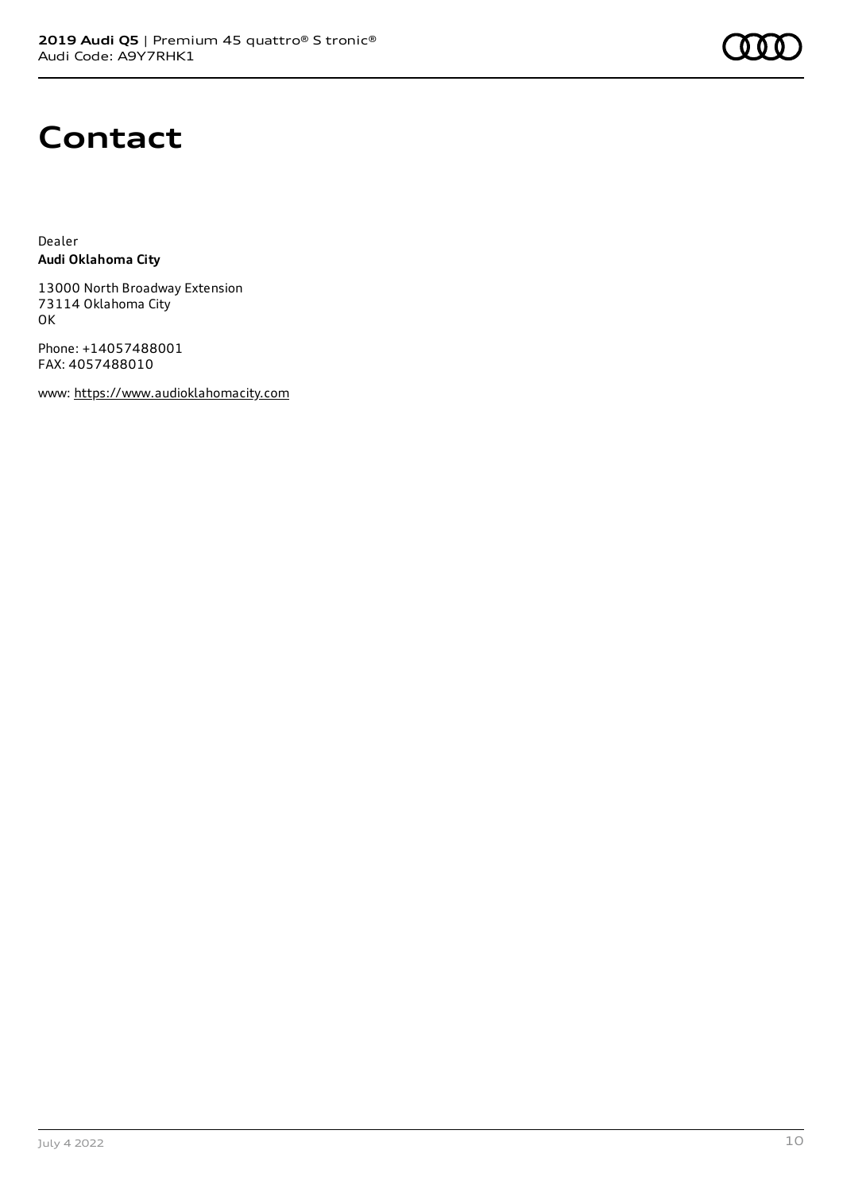# Contact

Dealer
**Audi Oklahoma City**

13000 North Broadway Extension
73114 Oklahoma City
OK

Phone: +14057488001
FAX: 4057488010

www: https://www.audioklahomacity.com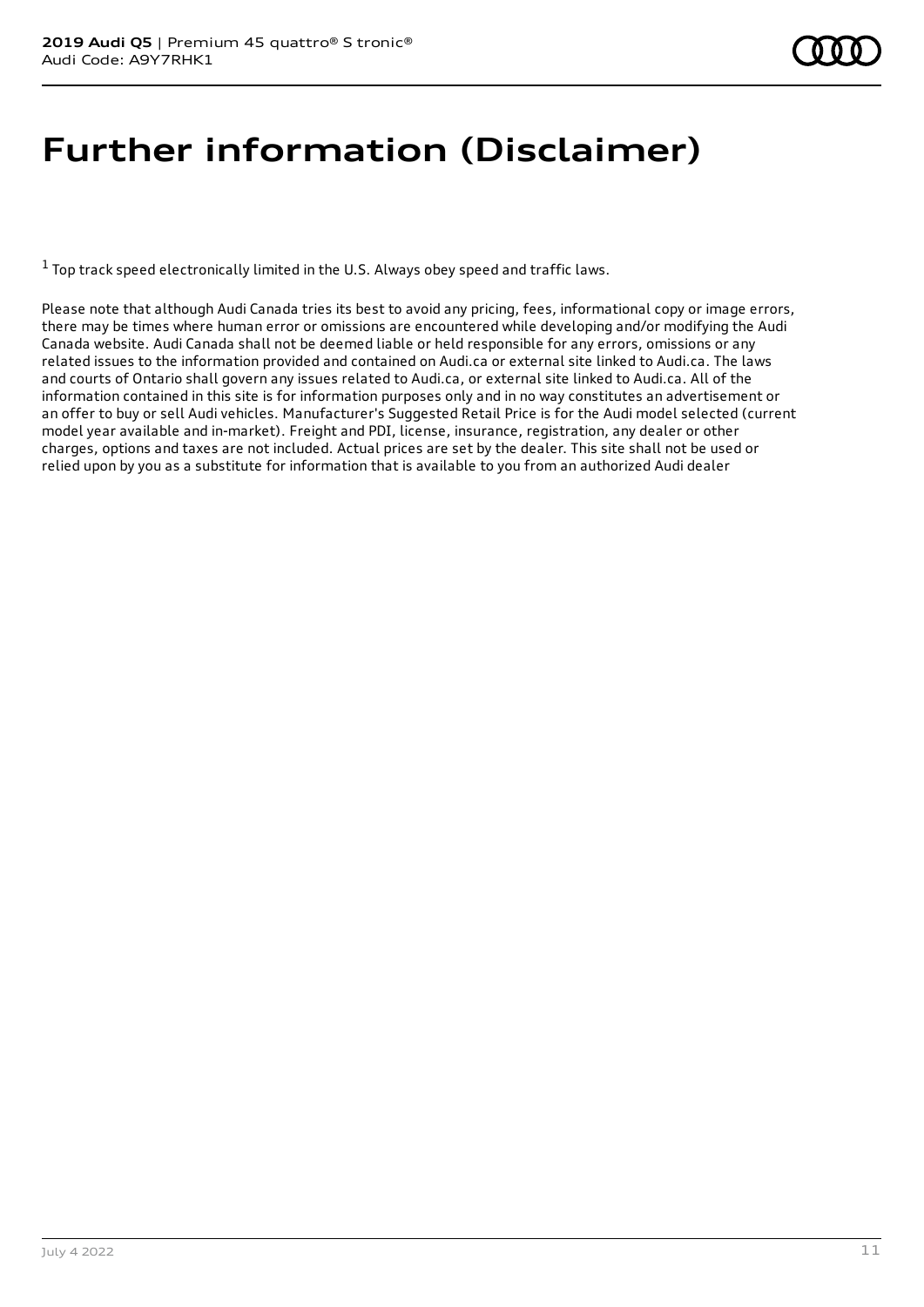# Further information (Disclaimer)

[1] Top track speed electronically limited in the U.S. Always obey speed and traffic laws.

Please note that although Audi Canada tries its best to avoid any pricing, fees, informational copy or image errors, there may be times where human error or omissions are encountered while developing and/or modifying the Audi Canada website. Audi Canada shall not be deemed liable or held responsible for any errors, omissions or any related issues to the information provided and contained on Audi.ca or external site linked to Audi.ca. The laws and courts of Ontario shall govern any issues related to Audi.ca, or external site linked to Audi.ca. All of the information contained in this site is for information purposes only and in no way constitutes an advertisement or an offer to buy or sell Audi vehicles. Manufacturer's Suggested Retail Price is for the Audi model selected (current model year available and in-market). Freight and PDI, license, insurance, registration, any dealer or other charges, options and taxes are not included. Actual prices are set by the dealer. This site shall not be used or relied upon by you as a substitute for information that is available to you from an authorized Audi dealer